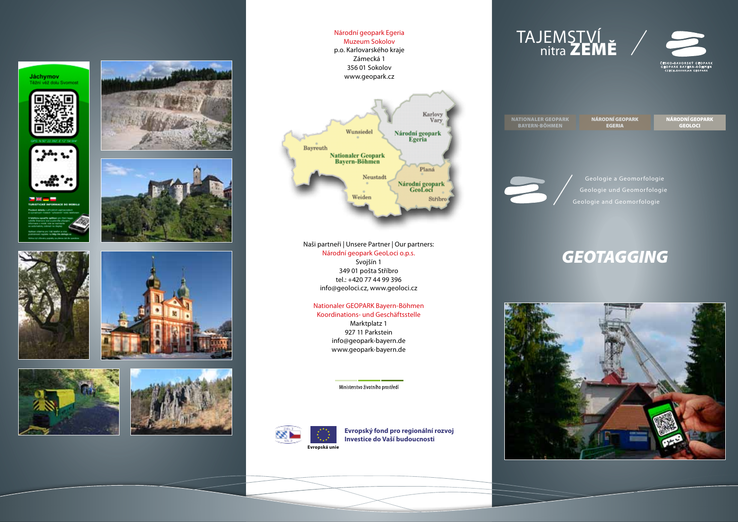Národní geopark Egeria
Muzeum Sokolov
p.o. Karlovarského kraje
Zámecká 1
356 01 Sokolov
www.geopark.cz

Naši partneři | Unsere Partner | Our partners:

Národní geopark GeoLoci o.p.s.
Svojšín 1
349 01 pošta Stříbro
tel.: +420 77 44 99 396
info@geoloci.cz, www.geoloci.cz

Nationaler GEOPARK Bayern-Böhmen
Koordinations- und Geschäftsstelle
Marktplatz 1
927 11 Parkstein
info@geopark-bayern.de
www.geopark-bayern.de

Ministerstvo životního prostředí

Evropská unie

**Evropský fond pro regionální rozvoj**
**Investice do Vaší budoucnosti**

# TAJEMSTVÍ nitra ZEMĚ

ČESKO-BAVORSKÝ GEOPARK
GEOPARK BAYERN-BÖHMEN
CZECH-BAVARIAN GEOPARK

NATIONALER GEOPARK BAYERN-BÖHMEN | NÁRODNÍ GEOPARK EGERIA | NÁRODNÍ GEOPARK GEOLOCI

Geologie a Geomorfologie
Geologie und Geomorfologie
Geologie and Geomorfologie

# GEOTAGGING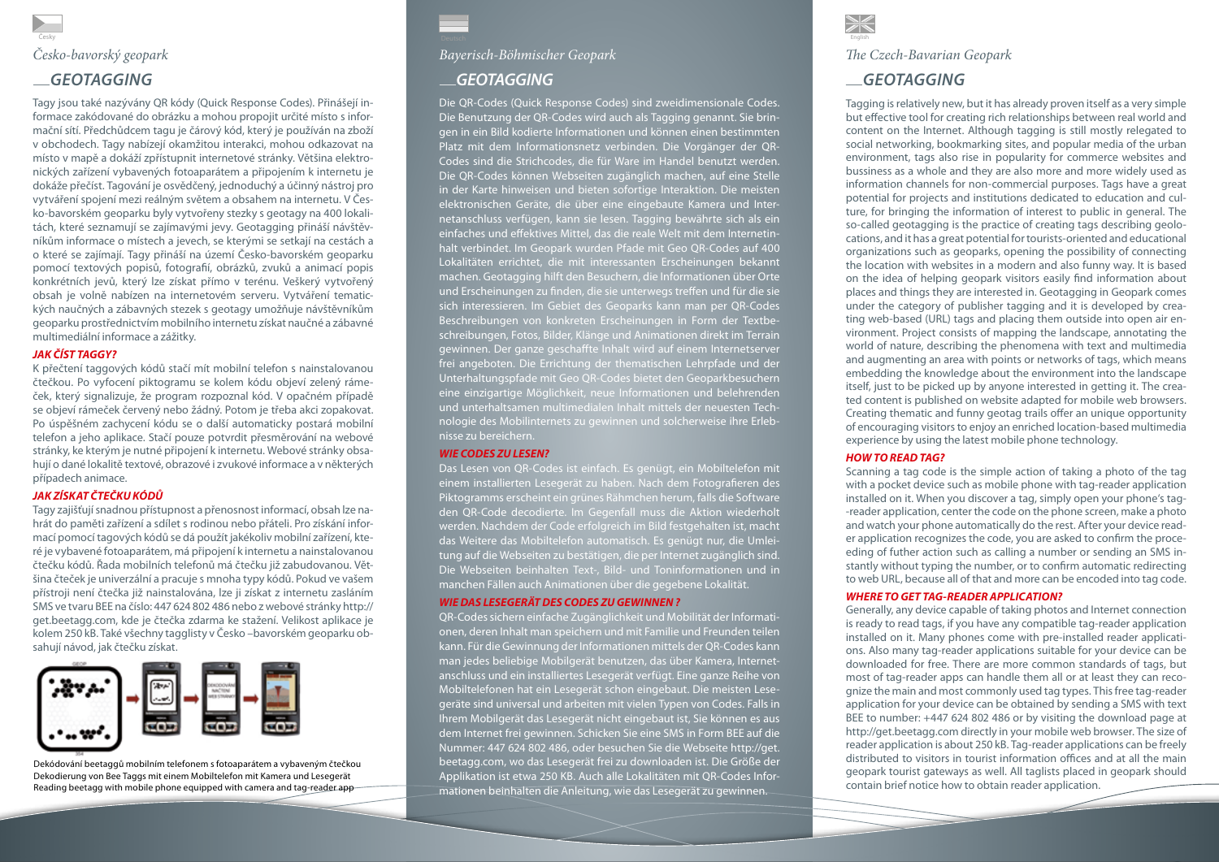Česky

*Česko-bavorský geopark*

## __GEOTAGGING

Tagy jsou také nazývány QR kódy (Quick Response Codes). Přinášejí informace zakódované do obrázku a mohou propojit určité místo s informační sítí. Předchůdcem tagu je čárový kód, který je používán na zboží v obchodech. Tagy nabízejí okamžitou interakci, mohou odkazovat na místo v mapě a dokáží zpřístupnit internetové stránky. Většina elektronických zařízení vybavených fotoaparátem a připojením k internetu je dokáže přečíst. Tagování je osvědčený, jednoduchý a účinný nástroj pro vytváření spojení mezi reálným světem a obsahem na internetu. V Česko-bavorském geoparku byly vytvořeny stezky s geotagy na 400 lokalitách, které seznamují se zajímavými jevy. Geotagging přináší návštěvníkům informace o místech a jevech, se kterými se setkají na cestách a o které se zajímají. Tagy přináší na území Česko-bavorském geoparku pomocí textových popisů, fotografií, obrázků, zvuků a animací popis konkrétních jevů, který lze získat přímo v terénu. Veškerý vytvořený obsah je volně nabízen na internetovém serveru. Vytváření tematických naučných a zábavných stezek s geotagy umožňuje návštěvníkům geoparku prostřednictvím mobilního internetu získat naučné a zábavné multimediální informace a zážitky.

### JAK ČÍST TAGGY?

K přečtení tagových kódů stačí mít mobilní telefon s nainstalovanou čtečkou. Po vyfocení piktogramu se kolem kódu objeví zelený rámeček, který signalizuje, že program rozpoznal kód. V opačném případě se objeví rámeček červený nebo žádný. Potom je třeba akci zopakovat. Po úspěšném zachycení kódu se o další automaticky postará mobilní telefon a jeho aplikace. Stačí pouze potvrdit přesměrování na webové stránky, ke kterým je nutné připojení k internetu. Webové stránky obsahují o dané lokalitě textové, obrazové i zvukové informace a v některých případech animace.

### JAK ZÍSKAT ČTEČKU KÓDŮ

Tagy zajišťují snadnou přístupnost a přenosnost informací, obsah lze nahrát do paměti zařízení a sdílet s rodinou nebo přáteli. Pro získání informací pomocí tagových kódů se dá použít jakékoliv mobilní zařízení, které je vybavené fotoaparátem, má připojení k internetu a nainstalovanou čtečku kódů. Řada mobilních telefonů má čtečku již zabudovanou. Většina čteček je univerzální a pracuje s mnoha typy kódů. Pokud ve vašem přístroji není čtečka již nainstalována, lze ji získat z internetu zasláním SMS ve tvaru BEE na číslo: 447 624 802 486 nebo z webové stránky http://get.beetagg.com, kde je čtečka zdarma ke stažení. Velikost aplikace je kolem 250 kB. Také všechny tagglisty v Česko –bavorském geoparku obsahují návod, jak čtečku získat.

Dekódování beetaggů mobilním telefonem s fotoaparátem a vybaveným čtečkou
Dekodierung von Bee Taggs mit einem Mobiltelefon mit Kamera und Lesegerät
Reading beetagg with mobile phone equipped with camera and tag-reader app

Deutsch

*Bayerisch-Böhmischer Geopark*

## __GEOTAGGING

Die QR-Codes (Quick Response Codes) sind zweidimensionale Codes. Die Benutzung der QR-Codes wird auch als Tagging genannt. Sie bringen in ein Bild kodierte Informationen und können einen bestimmten Platz mit dem Informationsnetz verbinden. Die Vorgänger der QR-Codes sind die Strichcodes, die für Ware im Handel benutzt werden. Die QR-Codes können Webseiten zugänglich machen, auf eine Stelle in der Karte hinweisen und bieten sofortige Interaktion. Die meisten elektronischen Geräte, die über eine eingebaute Kamera und Internetanschluss verfügen, kann sie lesen. Tagging bewährte sich als ein einfaches und effektives Mittel, das die reale Welt mit dem Internetinhalt verbindet. Im Geopark wurden Pfade mit Geo QR-Codes auf 400 Lokalitäten errichtet, die mit interessanten Erscheinungen bekannt machen. Geotagging hilft den Besuchern, die Informationen über Orte und Erscheinungen zu finden, die sie unterwegs treffen und für die sie sich interessieren. Im Gebiet des Geoparks kann man per QR-Codes Beschreibungen von konkreten Erscheinungen in Form der Textbeschreibungen, Fotos, Bilder, Klänge und Animationen direkt im Terrain gewinnen. Der ganze geschaffte Inhalt wird auf einem Internetserver frei angeboten. Die Errichtung der thematischen Lehrpfade und der Unterhaltungspfade mit Geo QR-Codes bietet den Geoparkbesuchern eine einzigartige Möglichkeit, neue Informationen und belehrenden und unterhaltsamen multimedialen Inhalt mittels der neuesten Technologie des Mobilinternets zu gewinnen und solcherweise ihre Erlebnisse zu bereichern.

### WIE CODES ZU LESEN?

Das Lesen von QR-Codes ist einfach. Es genügt, ein Mobiltelefon mit einem installierten Lesegerät zu haben. Nach dem Fotografieren des Piktogramms erscheint ein grünes Rähmchen herum, falls die Software den QR-Code decodierte. Im Gegenfall muss die Aktion wiederholt werden. Nachdem der Code erfolgreich im Bild festgehalten ist, macht das Weitere das Mobiltelefon automatisch. Es genügt nur, die Umleitung auf die Webseiten zu bestätigen, die per Internet zugänglich sind. Die Webseiten beinhalten Text-, Bild- und Toninformationen und in manchen Fällen auch Animationen über die gegebene Lokalität.

### WIE DAS LESEGERÄT DES CODES ZU GEWINNEN ?

QR-Codes sichern einfache Zugänglichkeit und Mobilität der Informationen, deren Inhalt man speichern und mit Familie und Freunden teilen kann. Für die Gewinnung der Informationen mittels der QR-Codes kann man jedes beliebige Mobilgerät benutzen, das über Kamera, Internetanschluss und ein installiertes Lesegerät verfügt. Eine ganze Reihe von Mobiltelefonen hat ein Lesegerät schon eingebaut. Die meisten Lesegeräte sind universal und arbeiten mit vielen Typen von Codes. Falls in Ihrem Mobilgerät das Lesegerät nicht eingebaut ist, Sie können es aus dem Internet frei gewinnen. Schicken Sie eine SMS in Form BEE auf die Nummer: 447 624 802 486, oder besuchen Sie die Webseite http://get.beetagg.com, wo das Lesegerät frei zu downloaden ist. Die Größe der Applikation ist etwa 250 KB. Auch alle Lokalitäten mit QR-Codes Informationen beinhalten die Anleitung, wie das Lesegerät zu gewinnen.

English

*The Czech-Bavarian Geopark*

## __GEOTAGGING

Tagging is relatively new, but it has already proven itself as a very simple but effective tool for creating rich relationships between real world and content on the Internet. Although tagging is still mostly relegated to social networking, bookmarking sites, and popular media of the urban environment, tags also rise in popularity for commerce websites and bussiness as a whole and they are also more and more widely used as information channels for non-commercial purposes. Tags have a great potential for projects and institutions dedicated to education and culture, for bringing the information of interest to public in general. The so-called geotagging is the practice of creating tags describing geolocations, and it has a great potential for tourists-oriented and educational organizations such as geoparks, opening the possibility of connecting the location with websites in a modern and also funny way. It is based on the idea of helping geopark visitors easily find information about places and things they are interested in. Geotagging in Geopark comes under the category of publisher tagging and it is developed by creating web-based (URL) tags and placing them outside into open air environment. Project consists of mapping the landscape, annotating the world of nature, describing the phenomena with text and multimedia and augmenting an area with points or networks of tags, which means embedding the knowledge about the environment into the landscape itself, just to be picked up by anyone interested in getting it. The created content is published on website adapted for mobile web browsers. Creating thematic and funny geotag trails offer an unique opportunity of encouraging visitors to enjoy an enriched location-based multimedia experience by using the latest mobile phone technology.

### HOW TO READ TAG?

Scanning a tag code is the simple action of taking a photo of the tag with a pocket device such as mobile phone with tag-reader application installed on it. When you discover a tag, simply open your phone's tag--reader application, center the code on the phone screen, make a photo and watch your phone automatically do the rest. After your device reader application recognizes the code, you are asked to confirm the proceeding of futher action such as calling a number or sending an SMS instantly without typing the number, or to confirm automatic redirecting to web URL, because all of that and more can be encoded into tag code.

### WHERE TO GET TAG-READER APPLICATION?

Generally, any device capable of taking photos and Internet connection is ready to read tags, if you have any compatible tag-reader application installed on it. Many phones come with pre-installed reader applications. Also many tag-reader applications suitable for your device can be downloaded for free. There are more common standards of tags, but most of tag-reader apps can handle them all or at least they can recognize the main and most commonly used tag types. This free tag-reader application for your device can be obtained by sending a SMS with text BEE to number: +447 624 802 486 or by visiting the download page at http://get.beetagg.com directly in your mobile web browser. The size of reader application is about 250 kB. Tag-reader applications can be freely distributed to visitors in tourist information offices and at all the main geopark tourist gateways as well. All taglists placed in geopark should contain brief notice how to obtain reader application.